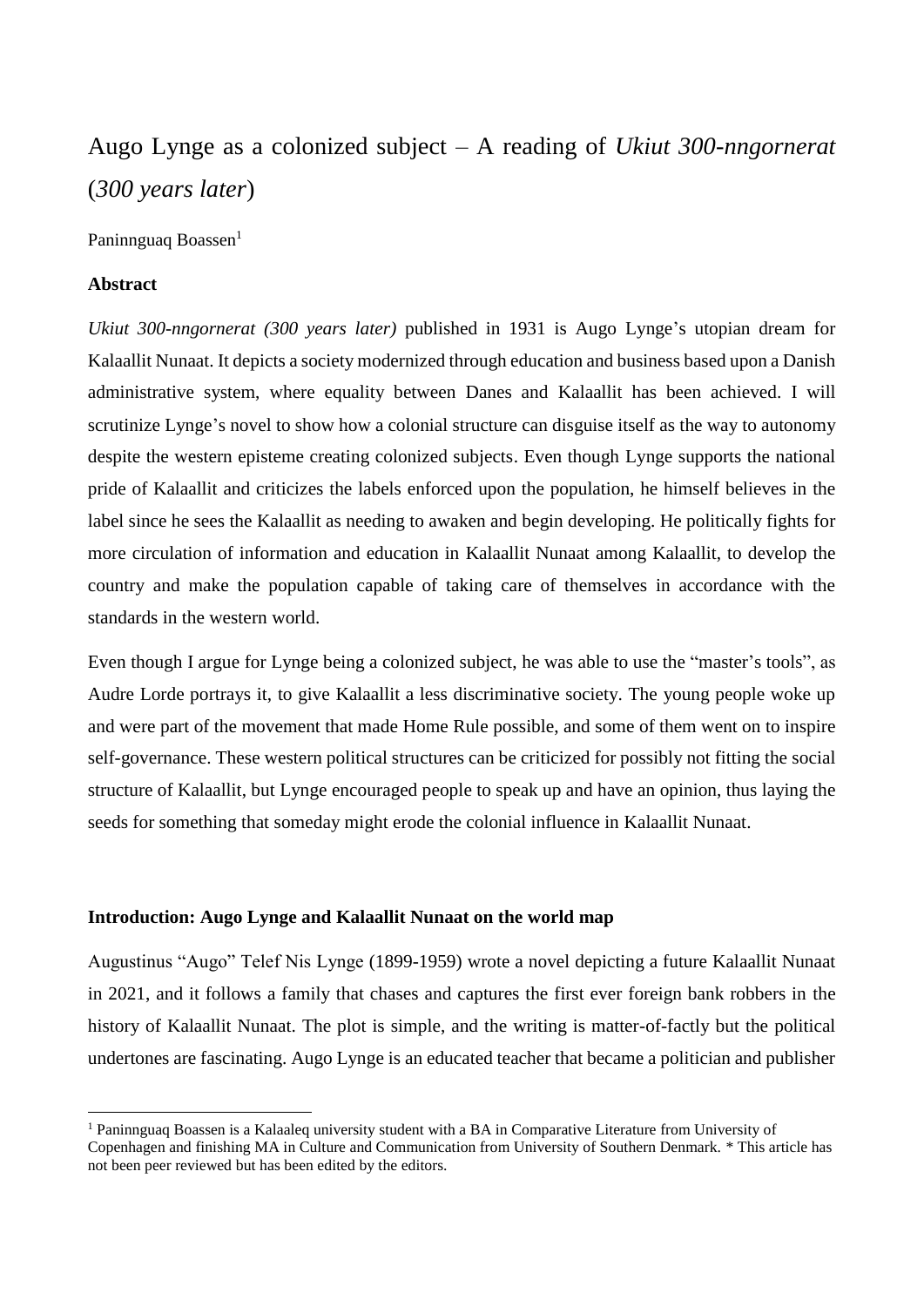# Augo Lynge as a colonized subject – A reading of *Ukiut 300-nngornerat* (*300 years later*)

Paninnguaq Boassen[1]

### Abstract

*Ukiut 300-nngornerat (300 years later)* published in 1931 is Augo Lynge's utopian dream for Kalaallit Nunaat. It depicts a society modernized through education and business based upon a Danish administrative system, where equality between Danes and Kalaallit has been achieved. I will scrutinize Lynge's novel to show how a colonial structure can disguise itself as the way to autonomy despite the western episteme creating colonized subjects. Even though Lynge supports the national pride of Kalaallit and criticizes the labels enforced upon the population, he himself believes in the label since he sees the Kalaallit as needing to awaken and begin developing. He politically fights for more circulation of information and education in Kalaallit Nunaat among Kalaallit, to develop the country and make the population capable of taking care of themselves in accordance with the standards in the western world.

Even though I argue for Lynge being a colonized subject, he was able to use the "master's tools", as Audre Lorde portrays it, to give Kalaallit a less discriminative society. The young people woke up and were part of the movement that made Home Rule possible, and some of them went on to inspire self-governance. These western political structures can be criticized for possibly not fitting the social structure of Kalaallit, but Lynge encouraged people to speak up and have an opinion, thus laying the seeds for something that someday might erode the colonial influence in Kalaallit Nunaat.

### Introduction: Augo Lynge and Kalaallit Nunaat on the world map

Augustinus "Augo" Telef Nis Lynge (1899-1959) wrote a novel depicting a future Kalaallit Nunaat in 2021, and it follows a family that chases and captures the first ever foreign bank robbers in the history of Kalaallit Nunaat. The plot is simple, and the writing is matter-of-factly but the political undertones are fascinating. Augo Lynge is an educated teacher that became a politician and publisher

---

[1] Paninnguaq Boassen is a Kalaaleq university student with a BA in Comparative Literature from University of Copenhagen and finishing MA in Culture and Communication from University of Southern Denmark. * This article has not been peer reviewed but has been edited by the editors.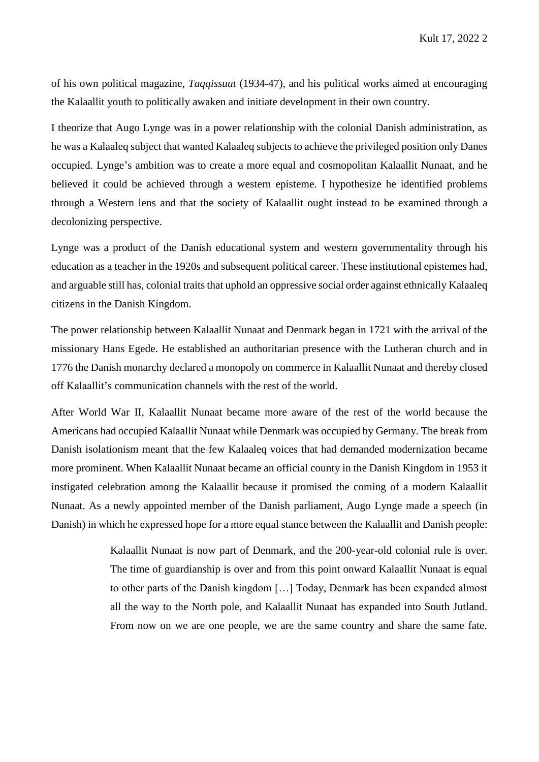of his own political magazine, *Taqqissuut* (1934-47), and his political works aimed at encouraging the Kalaallit youth to politically awaken and initiate development in their own country.

I theorize that Augo Lynge was in a power relationship with the colonial Danish administration, as he was a Kalaaleq subject that wanted Kalaaleq subjects to achieve the privileged position only Danes occupied. Lynge's ambition was to create a more equal and cosmopolitan Kalaallit Nunaat, and he believed it could be achieved through a western episteme. I hypothesize he identified problems through a Western lens and that the society of Kalaallit ought instead to be examined through a decolonizing perspective.

Lynge was a product of the Danish educational system and western governmentality through his education as a teacher in the 1920s and subsequent political career. These institutional epistemes had, and arguable still has, colonial traits that uphold an oppressive social order against ethnically Kalaaleq citizens in the Danish Kingdom.

The power relationship between Kalaallit Nunaat and Denmark began in 1721 with the arrival of the missionary Hans Egede. He established an authoritarian presence with the Lutheran church and in 1776 the Danish monarchy declared a monopoly on commerce in Kalaallit Nunaat and thereby closed off Kalaallit's communication channels with the rest of the world.

After World War II, Kalaallit Nunaat became more aware of the rest of the world because the Americans had occupied Kalaallit Nunaat while Denmark was occupied by Germany. The break from Danish isolationism meant that the few Kalaaleq voices that had demanded modernization became more prominent. When Kalaallit Nunaat became an official county in the Danish Kingdom in 1953 it instigated celebration among the Kalaallit because it promised the coming of a modern Kalaallit Nunaat. As a newly appointed member of the Danish parliament, Augo Lynge made a speech (in Danish) in which he expressed hope for a more equal stance between the Kalaallit and Danish people:

> Kalaallit Nunaat is now part of Denmark, and the 200-year-old colonial rule is over. The time of guardianship is over and from this point onward Kalaallit Nunaat is equal to other parts of the Danish kingdom […] Today, Denmark has been expanded almost all the way to the North pole, and Kalaallit Nunaat has expanded into South Jutland. From now on we are one people, we are the same country and share the same fate.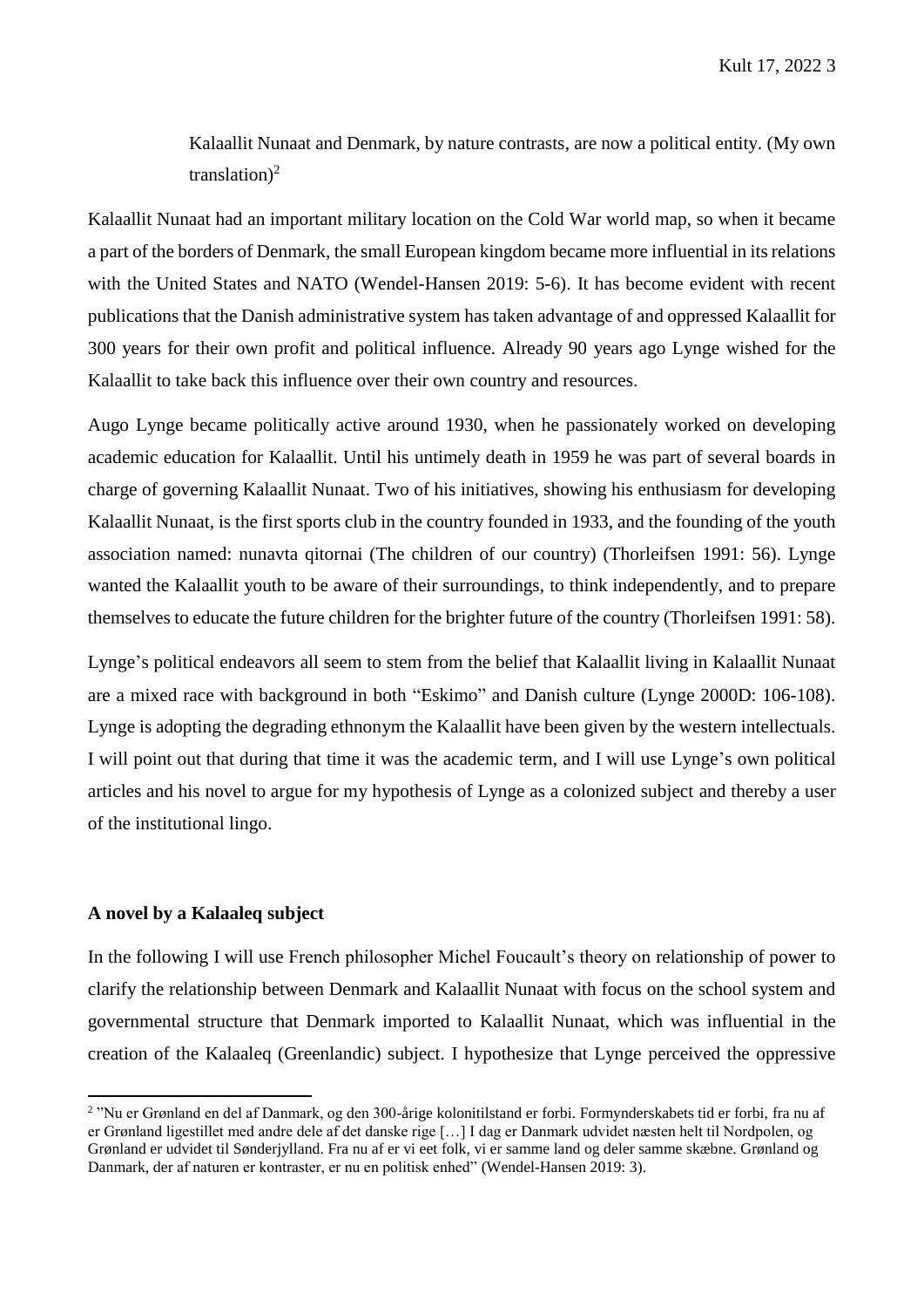> Kalaallit Nunaat and Denmark, by nature contrasts, are now a political entity. (My own translation)[2]

Kalaallit Nunaat had an important military location on the Cold War world map, so when it became a part of the borders of Denmark, the small European kingdom became more influential in its relations with the United States and NATO (Wendel-Hansen 2019: 5-6). It has become evident with recent publications that the Danish administrative system has taken advantage of and oppressed Kalaallit for 300 years for their own profit and political influence. Already 90 years ago Lynge wished for the Kalaallit to take back this influence over their own country and resources.

Augo Lynge became politically active around 1930, when he passionately worked on developing academic education for Kalaallit. Until his untimely death in 1959 he was part of several boards in charge of governing Kalaallit Nunaat. Two of his initiatives, showing his enthusiasm for developing Kalaallit Nunaat, is the first sports club in the country founded in 1933, and the founding of the youth association named: nunavta qitornai (The children of our country) (Thorleifsen 1991: 56). Lynge wanted the Kalaallit youth to be aware of their surroundings, to think independently, and to prepare themselves to educate the future children for the brighter future of the country (Thorleifsen 1991: 58).

Lynge's political endeavors all seem to stem from the belief that Kalaallit living in Kalaallit Nunaat are a mixed race with background in both "Eskimo" and Danish culture (Lynge 2000D: 106-108). Lynge is adopting the degrading ethnonym the Kalaallit have been given by the western intellectuals. I will point out that during that time it was the academic term, and I will use Lynge's own political articles and his novel to argue for my hypothesis of Lynge as a colonized subject and thereby a user of the institutional lingo.

### A novel by a Kalaaleq subject

In the following I will use French philosopher Michel Foucault's theory on relationship of power to clarify the relationship between Denmark and Kalaallit Nunaat with focus on the school system and governmental structure that Denmark imported to Kalaallit Nunaat, which was influential in the creation of the Kalaaleq (Greenlandic) subject. I hypothesize that Lynge perceived the oppressive

---

[2] "Nu er Grønland en del af Danmark, og den 300-årige kolonitilstand er forbi. Formynderskabets tid er forbi, fra nu af er Grønland ligestillet med andre dele af det danske rige […] I dag er Danmark udvidet næsten helt til Nordpolen, og Grønland er udvidet til Sønderjylland. Fra nu af er vi eet folk, vi er samme land og deler samme skæbne. Grønland og Danmark, der af naturen er kontraster, er nu en politisk enhed" (Wendel-Hansen 2019: 3).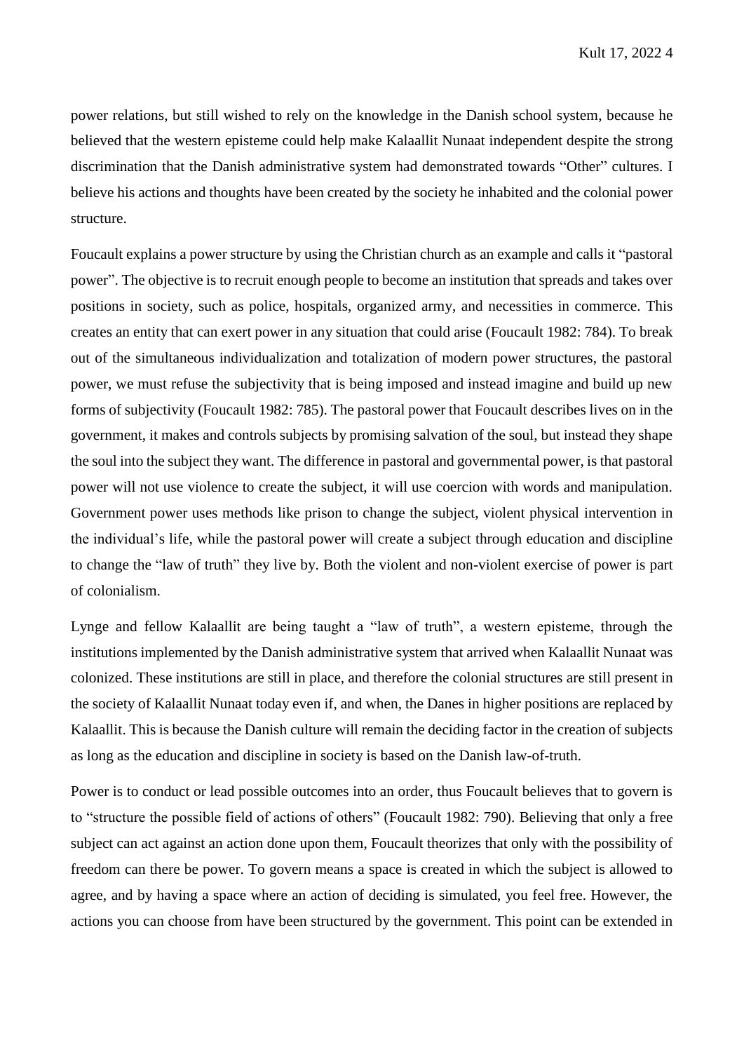power relations, but still wished to rely on the knowledge in the Danish school system, because he believed that the western episteme could help make Kalaallit Nunaat independent despite the strong discrimination that the Danish administrative system had demonstrated towards "Other" cultures. I believe his actions and thoughts have been created by the society he inhabited and the colonial power structure.

Foucault explains a power structure by using the Christian church as an example and calls it "pastoral power". The objective is to recruit enough people to become an institution that spreads and takes over positions in society, such as police, hospitals, organized army, and necessities in commerce. This creates an entity that can exert power in any situation that could arise (Foucault 1982: 784). To break out of the simultaneous individualization and totalization of modern power structures, the pastoral power, we must refuse the subjectivity that is being imposed and instead imagine and build up new forms of subjectivity (Foucault 1982: 785). The pastoral power that Foucault describes lives on in the government, it makes and controls subjects by promising salvation of the soul, but instead they shape the soul into the subject they want. The difference in pastoral and governmental power, is that pastoral power will not use violence to create the subject, it will use coercion with words and manipulation. Government power uses methods like prison to change the subject, violent physical intervention in the individual's life, while the pastoral power will create a subject through education and discipline to change the "law of truth" they live by. Both the violent and non-violent exercise of power is part of colonialism.

Lynge and fellow Kalaallit are being taught a "law of truth", a western episteme, through the institutions implemented by the Danish administrative system that arrived when Kalaallit Nunaat was colonized. These institutions are still in place, and therefore the colonial structures are still present in the society of Kalaallit Nunaat today even if, and when, the Danes in higher positions are replaced by Kalaallit. This is because the Danish culture will remain the deciding factor in the creation of subjects as long as the education and discipline in society is based on the Danish law-of-truth.

Power is to conduct or lead possible outcomes into an order, thus Foucault believes that to govern is to "structure the possible field of actions of others" (Foucault 1982: 790). Believing that only a free subject can act against an action done upon them, Foucault theorizes that only with the possibility of freedom can there be power. To govern means a space is created in which the subject is allowed to agree, and by having a space where an action of deciding is simulated, you feel free. However, the actions you can choose from have been structured by the government. This point can be extended in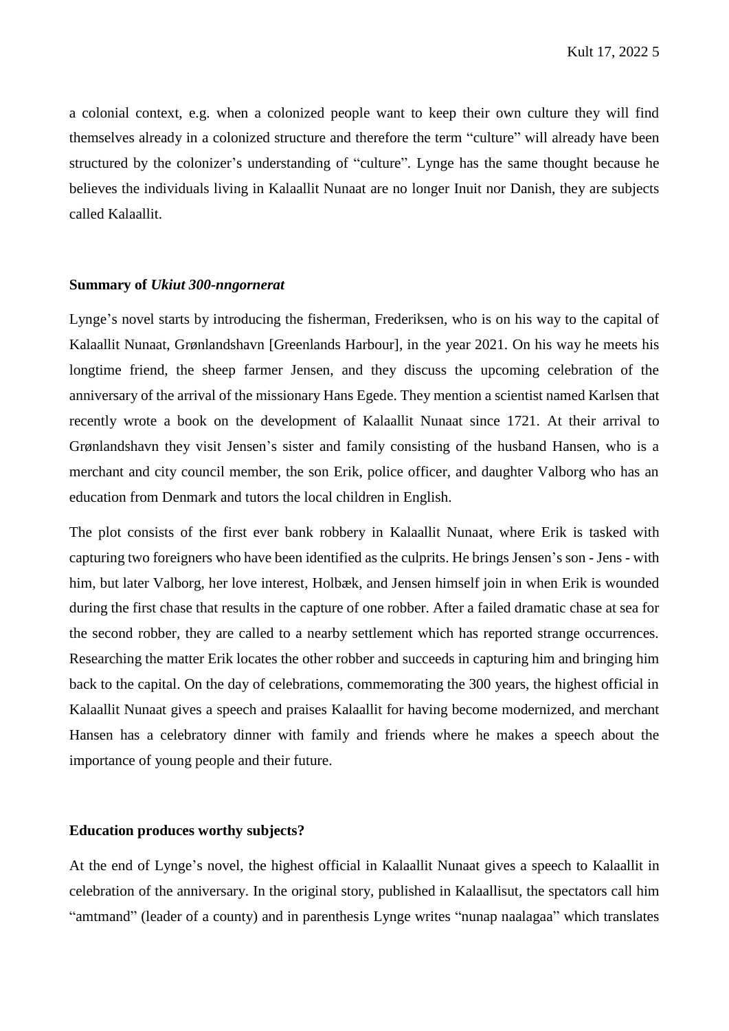a colonial context, e.g. when a colonized people want to keep their own culture they will find themselves already in a colonized structure and therefore the term "culture" will already have been structured by the colonizer's understanding of "culture". Lynge has the same thought because he believes the individuals living in Kalaallit Nunaat are no longer Inuit nor Danish, they are subjects called Kalaallit.

## Summary of *Ukiut 300-nngornerat*

Lynge's novel starts by introducing the fisherman, Frederiksen, who is on his way to the capital of Kalaallit Nunaat, Grønlandshavn [Greenlands Harbour], in the year 2021. On his way he meets his longtime friend, the sheep farmer Jensen, and they discuss the upcoming celebration of the anniversary of the arrival of the missionary Hans Egede. They mention a scientist named Karlsen that recently wrote a book on the development of Kalaallit Nunaat since 1721. At their arrival to Grønlandshavn they visit Jensen's sister and family consisting of the husband Hansen, who is a merchant and city council member, the son Erik, police officer, and daughter Valborg who has an education from Denmark and tutors the local children in English.

The plot consists of the first ever bank robbery in Kalaallit Nunaat, where Erik is tasked with capturing two foreigners who have been identified as the culprits. He brings Jensen's son - Jens - with him, but later Valborg, her love interest, Holbæk, and Jensen himself join in when Erik is wounded during the first chase that results in the capture of one robber. After a failed dramatic chase at sea for the second robber, they are called to a nearby settlement which has reported strange occurrences. Researching the matter Erik locates the other robber and succeeds in capturing him and bringing him back to the capital. On the day of celebrations, commemorating the 300 years, the highest official in Kalaallit Nunaat gives a speech and praises Kalaallit for having become modernized, and merchant Hansen has a celebratory dinner with family and friends where he makes a speech about the importance of young people and their future.

## Education produces worthy subjects?

At the end of Lynge's novel, the highest official in Kalaallit Nunaat gives a speech to Kalaallit in celebration of the anniversary. In the original story, published in Kalaallisut, the spectators call him "amtmand" (leader of a county) and in parenthesis Lynge writes "nunap naalagaa" which translates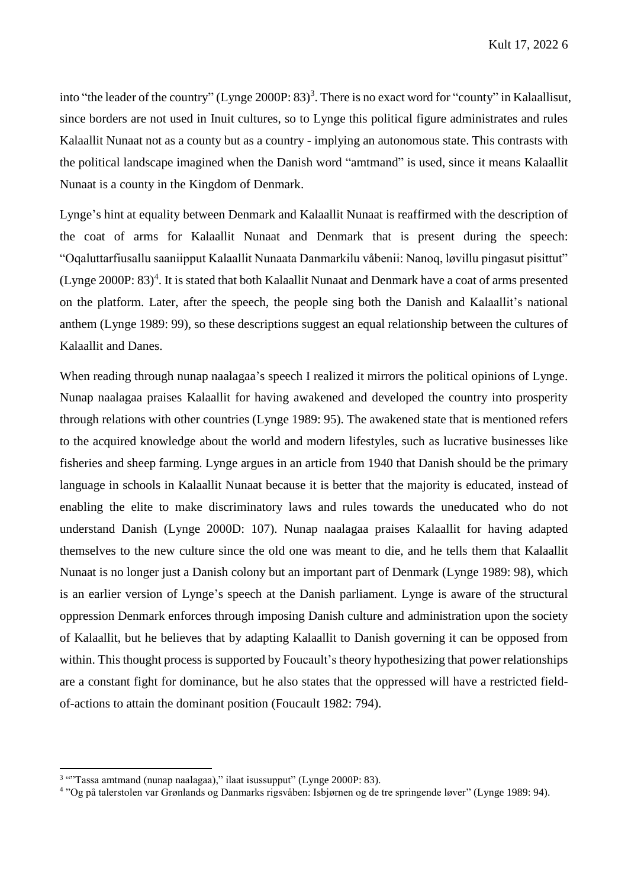into "the leader of the country" (Lynge 2000P: 83)[3]. There is no exact word for "county" in Kalaallisut, since borders are not used in Inuit cultures, so to Lynge this political figure administrates and rules Kalaallit Nunaat not as a county but as a country - implying an autonomous state. This contrasts with the political landscape imagined when the Danish word "amtmand" is used, since it means Kalaallit Nunaat is a county in the Kingdom of Denmark.

Lynge's hint at equality between Denmark and Kalaallit Nunaat is reaffirmed with the description of the coat of arms for Kalaallit Nunaat and Denmark that is present during the speech: "Oqaluttarfiusallu saaniipput Kalaallit Nunaata Danmarkilu våbenii: Nanoq, løvillu pingasut pisittut" (Lynge 2000P: 83)[4]. It is stated that both Kalaallit Nunaat and Denmark have a coat of arms presented on the platform. Later, after the speech, the people sing both the Danish and Kalaallit's national anthem (Lynge 1989: 99), so these descriptions suggest an equal relationship between the cultures of Kalaallit and Danes.

When reading through nunap naalagaa's speech I realized it mirrors the political opinions of Lynge. Nunap naalagaa praises Kalaallit for having awakened and developed the country into prosperity through relations with other countries (Lynge 1989: 95). The awakened state that is mentioned refers to the acquired knowledge about the world and modern lifestyles, such as lucrative businesses like fisheries and sheep farming. Lynge argues in an article from 1940 that Danish should be the primary language in schools in Kalaallit Nunaat because it is better that the majority is educated, instead of enabling the elite to make discriminatory laws and rules towards the uneducated who do not understand Danish (Lynge 2000D: 107). Nunap naalagaa praises Kalaallit for having adapted themselves to the new culture since the old one was meant to die, and he tells them that Kalaallit Nunaat is no longer just a Danish colony but an important part of Denmark (Lynge 1989: 98), which is an earlier version of Lynge's speech at the Danish parliament. Lynge is aware of the structural oppression Denmark enforces through imposing Danish culture and administration upon the society of Kalaallit, but he believes that by adapting Kalaallit to Danish governing it can be opposed from within. This thought process is supported by Foucault's theory hypothesizing that power relationships are a constant fight for dominance, but he also states that the oppressed will have a restricted field-of-actions to attain the dominant position (Foucault 1982: 794).

---

[3] ""Tassa amtmand (nunap naalagaa)," ilaat isussupput" (Lynge 2000P: 83).

[4] "Og på talerstolen var Grønlands og Danmarks rigsvåben: Isbjørnen og de tre springende løver" (Lynge 1989: 94).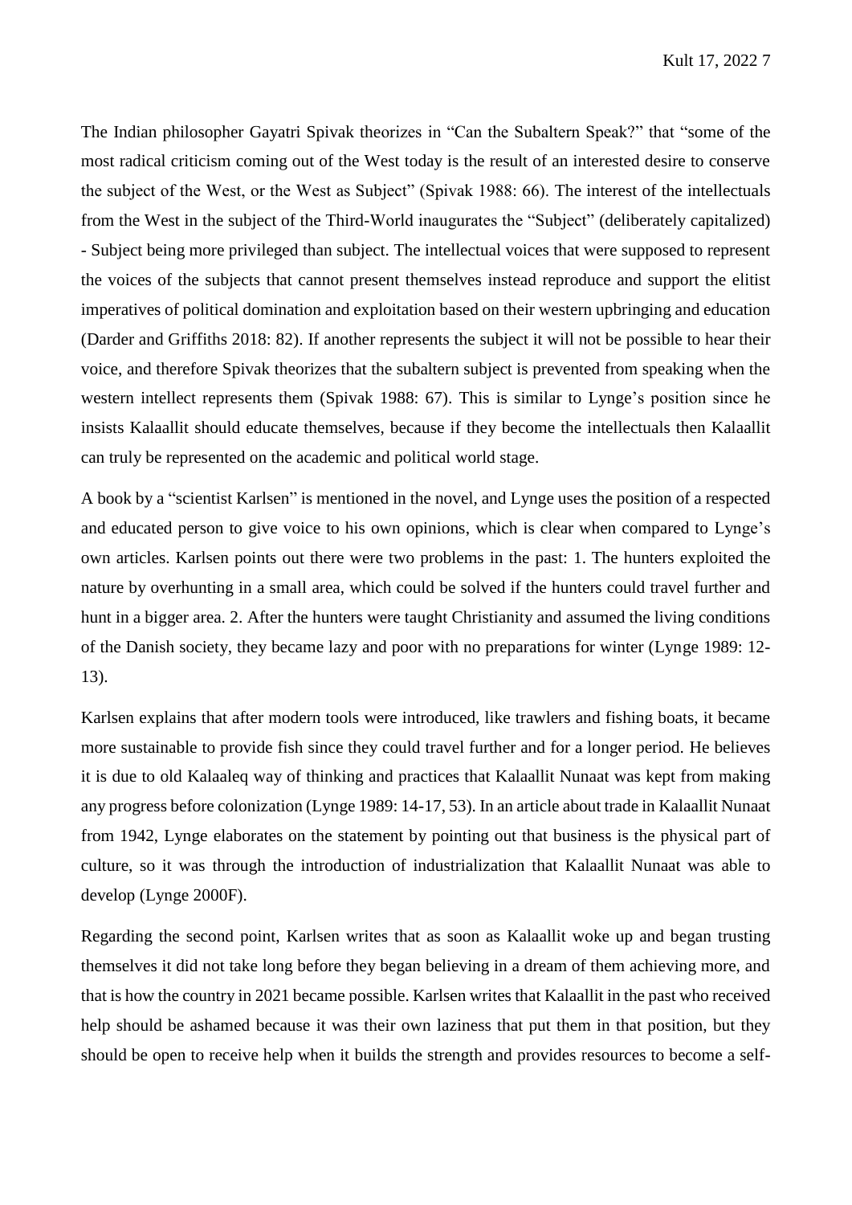The Indian philosopher Gayatri Spivak theorizes in "Can the Subaltern Speak?" that "some of the most radical criticism coming out of the West today is the result of an interested desire to conserve the subject of the West, or the West as Subject" (Spivak 1988: 66). The interest of the intellectuals from the West in the subject of the Third-World inaugurates the "Subject" (deliberately capitalized) - Subject being more privileged than subject. The intellectual voices that were supposed to represent the voices of the subjects that cannot present themselves instead reproduce and support the elitist imperatives of political domination and exploitation based on their western upbringing and education (Darder and Griffiths 2018: 82). If another represents the subject it will not be possible to hear their voice, and therefore Spivak theorizes that the subaltern subject is prevented from speaking when the western intellect represents them (Spivak 1988: 67). This is similar to Lynge's position since he insists Kalaallit should educate themselves, because if they become the intellectuals then Kalaallit can truly be represented on the academic and political world stage.

A book by a "scientist Karlsen" is mentioned in the novel, and Lynge uses the position of a respected and educated person to give voice to his own opinions, which is clear when compared to Lynge's own articles. Karlsen points out there were two problems in the past: 1. The hunters exploited the nature by overhunting in a small area, which could be solved if the hunters could travel further and hunt in a bigger area. 2. After the hunters were taught Christianity and assumed the living conditions of the Danish society, they became lazy and poor with no preparations for winter (Lynge 1989: 12-13).

Karlsen explains that after modern tools were introduced, like trawlers and fishing boats, it became more sustainable to provide fish since they could travel further and for a longer period. He believes it is due to old Kalaaleq way of thinking and practices that Kalaallit Nunaat was kept from making any progress before colonization (Lynge 1989: 14-17, 53). In an article about trade in Kalaallit Nunaat from 1942, Lynge elaborates on the statement by pointing out that business is the physical part of culture, so it was through the introduction of industrialization that Kalaallit Nunaat was able to develop (Lynge 2000F).

Regarding the second point, Karlsen writes that as soon as Kalaallit woke up and began trusting themselves it did not take long before they began believing in a dream of them achieving more, and that is how the country in 2021 became possible. Karlsen writes that Kalaallit in the past who received help should be ashamed because it was their own laziness that put them in that position, but they should be open to receive help when it builds the strength and provides resources to become a self-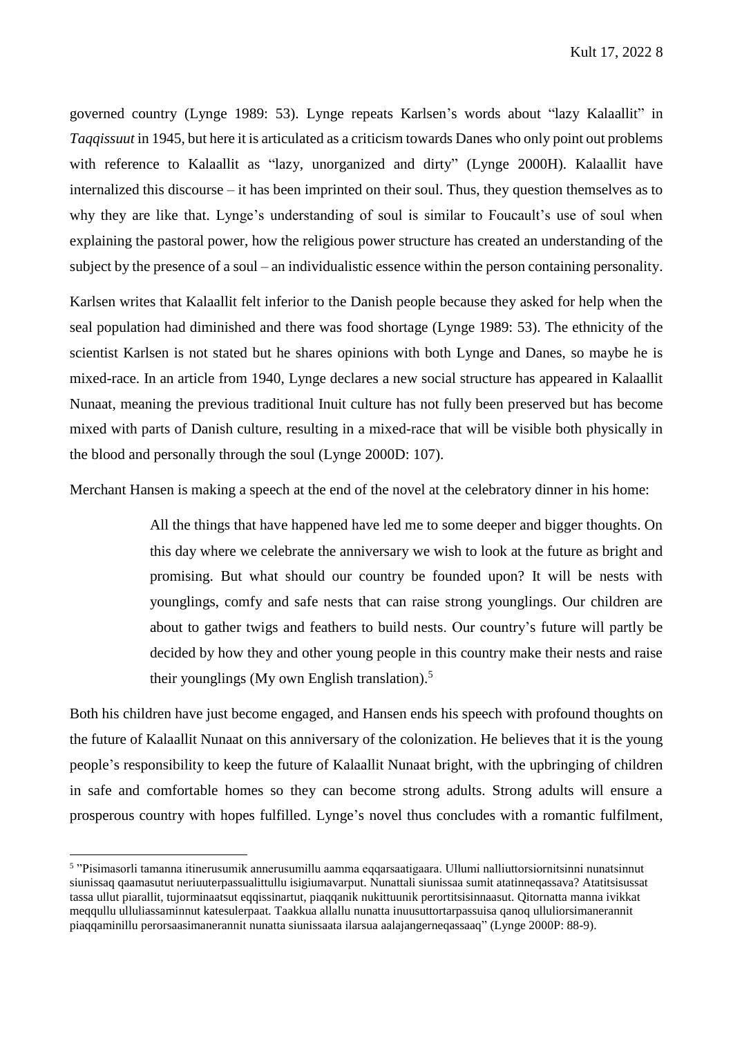governed country (Lynge 1989: 53). Lynge repeats Karlsen's words about "lazy Kalaallit" in *Taqqissuut* in 1945, but here it is articulated as a criticism towards Danes who only point out problems with reference to Kalaallit as "lazy, unorganized and dirty" (Lynge 2000H). Kalaallit have internalized this discourse – it has been imprinted on their soul. Thus, they question themselves as to why they are like that. Lynge's understanding of soul is similar to Foucault's use of soul when explaining the pastoral power, how the religious power structure has created an understanding of the subject by the presence of a soul – an individualistic essence within the person containing personality.

Karlsen writes that Kalaallit felt inferior to the Danish people because they asked for help when the seal population had diminished and there was food shortage (Lynge 1989: 53). The ethnicity of the scientist Karlsen is not stated but he shares opinions with both Lynge and Danes, so maybe he is mixed-race. In an article from 1940, Lynge declares a new social structure has appeared in Kalaallit Nunaat, meaning the previous traditional Inuit culture has not fully been preserved but has become mixed with parts of Danish culture, resulting in a mixed-race that will be visible both physically in the blood and personally through the soul (Lynge 2000D: 107).

Merchant Hansen is making a speech at the end of the novel at the celebratory dinner in his home:

> All the things that have happened have led me to some deeper and bigger thoughts. On this day where we celebrate the anniversary we wish to look at the future as bright and promising. But what should our country be founded upon? It will be nests with younglings, comfy and safe nests that can raise strong younglings. Our children are about to gather twigs and feathers to build nests. Our country's future will partly be decided by how they and other young people in this country make their nests and raise their younglings (My own English translation).[5]

Both his children have just become engaged, and Hansen ends his speech with profound thoughts on the future of Kalaallit Nunaat on this anniversary of the colonization. He believes that it is the young people's responsibility to keep the future of Kalaallit Nunaat bright, with the upbringing of children in safe and comfortable homes so they can become strong adults. Strong adults will ensure a prosperous country with hopes fulfilled. Lynge's novel thus concludes with a romantic fulfilment,

[5] "Pisimasorli tamanna itinerusumik annerusumillu aamma eqqarsaatigaara. Ullumi nalliuttorsiornitsinni nunatsinnut siunissaq qaamasutut neriuuterpassualittullu isigiumavarput. Nunattali siunissaa sumit atatinneqassava? Atatitsisussat tassa ullut piarallit, tujorminaatsut eqqissinartut, piaqqanik nukittuunik perortitsisinnaasut. Qitornatta manna ivikkat meqqullu ulluliassaminnut katesulerpaat. Taakkua allallu nunatta inuusuttortarpassuisa qanoq ulluliorsimanerannit piaqqaminillu perorsaasimanerannit nunatta siunissaata ilarsua aalajangerneqassaaq" (Lynge 2000P: 88-9).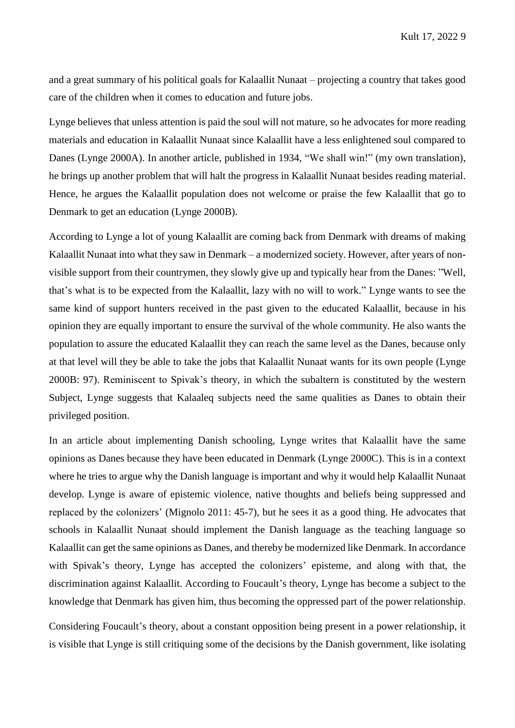and a great summary of his political goals for Kalaallit Nunaat – projecting a country that takes good care of the children when it comes to education and future jobs.

Lynge believes that unless attention is paid the soul will not mature, so he advocates for more reading materials and education in Kalaallit Nunaat since Kalaallit have a less enlightened soul compared to Danes (Lynge 2000A). In another article, published in 1934, "We shall win!" (my own translation), he brings up another problem that will halt the progress in Kalaallit Nunaat besides reading material. Hence, he argues the Kalaallit population does not welcome or praise the few Kalaallit that go to Denmark to get an education (Lynge 2000B).

According to Lynge a lot of young Kalaallit are coming back from Denmark with dreams of making Kalaallit Nunaat into what they saw in Denmark – a modernized society. However, after years of non-visible support from their countrymen, they slowly give up and typically hear from the Danes: "Well, that's what is to be expected from the Kalaallit, lazy with no will to work." Lynge wants to see the same kind of support hunters received in the past given to the educated Kalaallit, because in his opinion they are equally important to ensure the survival of the whole community. He also wants the population to assure the educated Kalaallit they can reach the same level as the Danes, because only at that level will they be able to take the jobs that Kalaallit Nunaat wants for its own people (Lynge 2000B: 97). Reminiscent to Spivak's theory, in which the subaltern is constituted by the western Subject, Lynge suggests that Kalaaleq subjects need the same qualities as Danes to obtain their privileged position.

In an article about implementing Danish schooling, Lynge writes that Kalaallit have the same opinions as Danes because they have been educated in Denmark (Lynge 2000C). This is in a context where he tries to argue why the Danish language is important and why it would help Kalaallit Nunaat develop. Lynge is aware of epistemic violence, native thoughts and beliefs being suppressed and replaced by the colonizers' (Mignolo 2011: 45-7), but he sees it as a good thing. He advocates that schools in Kalaallit Nunaat should implement the Danish language as the teaching language so Kalaallit can get the same opinions as Danes, and thereby be modernized like Denmark. In accordance with Spivak's theory, Lynge has accepted the colonizers' episteme, and along with that, the discrimination against Kalaallit. According to Foucault's theory, Lynge has become a subject to the knowledge that Denmark has given him, thus becoming the oppressed part of the power relationship.

Considering Foucault's theory, about a constant opposition being present in a power relationship, it is visible that Lynge is still critiquing some of the decisions by the Danish government, like isolating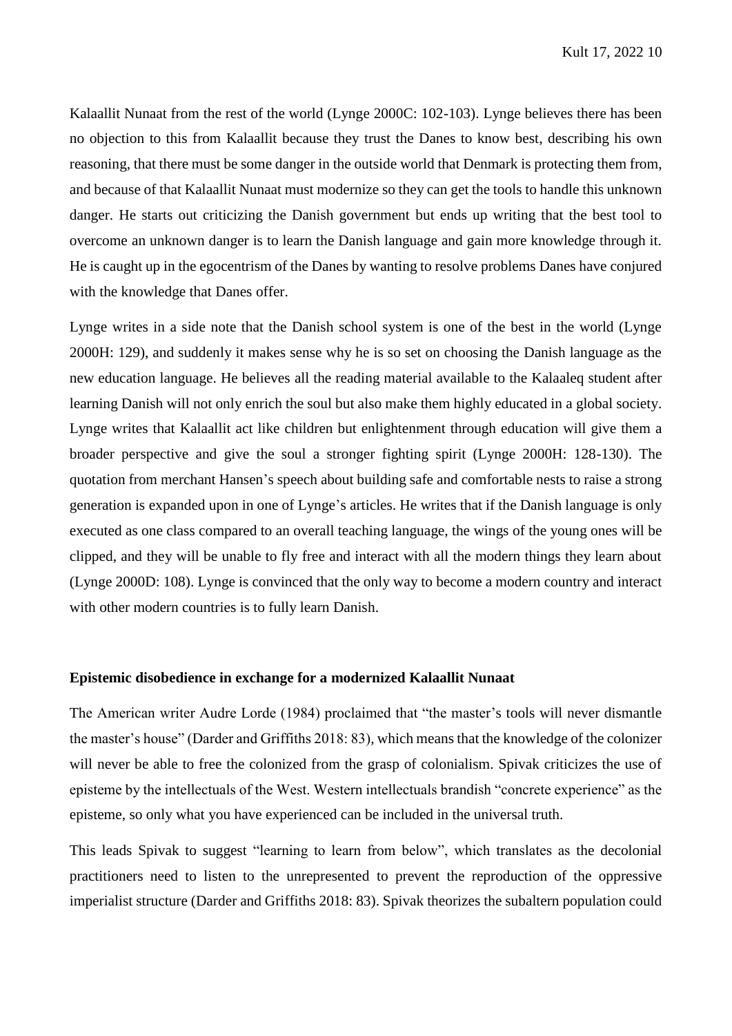Kalaallit Nunaat from the rest of the world (Lynge 2000C: 102-103). Lynge believes there has been no objection to this from Kalaallit because they trust the Danes to know best, describing his own reasoning, that there must be some danger in the outside world that Denmark is protecting them from, and because of that Kalaallit Nunaat must modernize so they can get the tools to handle this unknown danger. He starts out criticizing the Danish government but ends up writing that the best tool to overcome an unknown danger is to learn the Danish language and gain more knowledge through it. He is caught up in the egocentrism of the Danes by wanting to resolve problems Danes have conjured with the knowledge that Danes offer.

Lynge writes in a side note that the Danish school system is one of the best in the world (Lynge 2000H: 129), and suddenly it makes sense why he is so set on choosing the Danish language as the new education language. He believes all the reading material available to the Kalaaleq student after learning Danish will not only enrich the soul but also make them highly educated in a global society. Lynge writes that Kalaallit act like children but enlightenment through education will give them a broader perspective and give the soul a stronger fighting spirit (Lynge 2000H: 128-130). The quotation from merchant Hansen's speech about building safe and comfortable nests to raise a strong generation is expanded upon in one of Lynge's articles. He writes that if the Danish language is only executed as one class compared to an overall teaching language, the wings of the young ones will be clipped, and they will be unable to fly free and interact with all the modern things they learn about (Lynge 2000D: 108). Lynge is convinced that the only way to become a modern country and interact with other modern countries is to fully learn Danish.

**Epistemic disobedience in exchange for a modernized Kalaallit Nunaat**

The American writer Audre Lorde (1984) proclaimed that "the master's tools will never dismantle the master's house" (Darder and Griffiths 2018: 83), which means that the knowledge of the colonizer will never be able to free the colonized from the grasp of colonialism. Spivak criticizes the use of episteme by the intellectuals of the West. Western intellectuals brandish "concrete experience" as the episteme, so only what you have experienced can be included in the universal truth.

This leads Spivak to suggest "learning to learn from below", which translates as the decolonial practitioners need to listen to the unrepresented to prevent the reproduction of the oppressive imperialist structure (Darder and Griffiths 2018: 83). Spivak theorizes the subaltern population could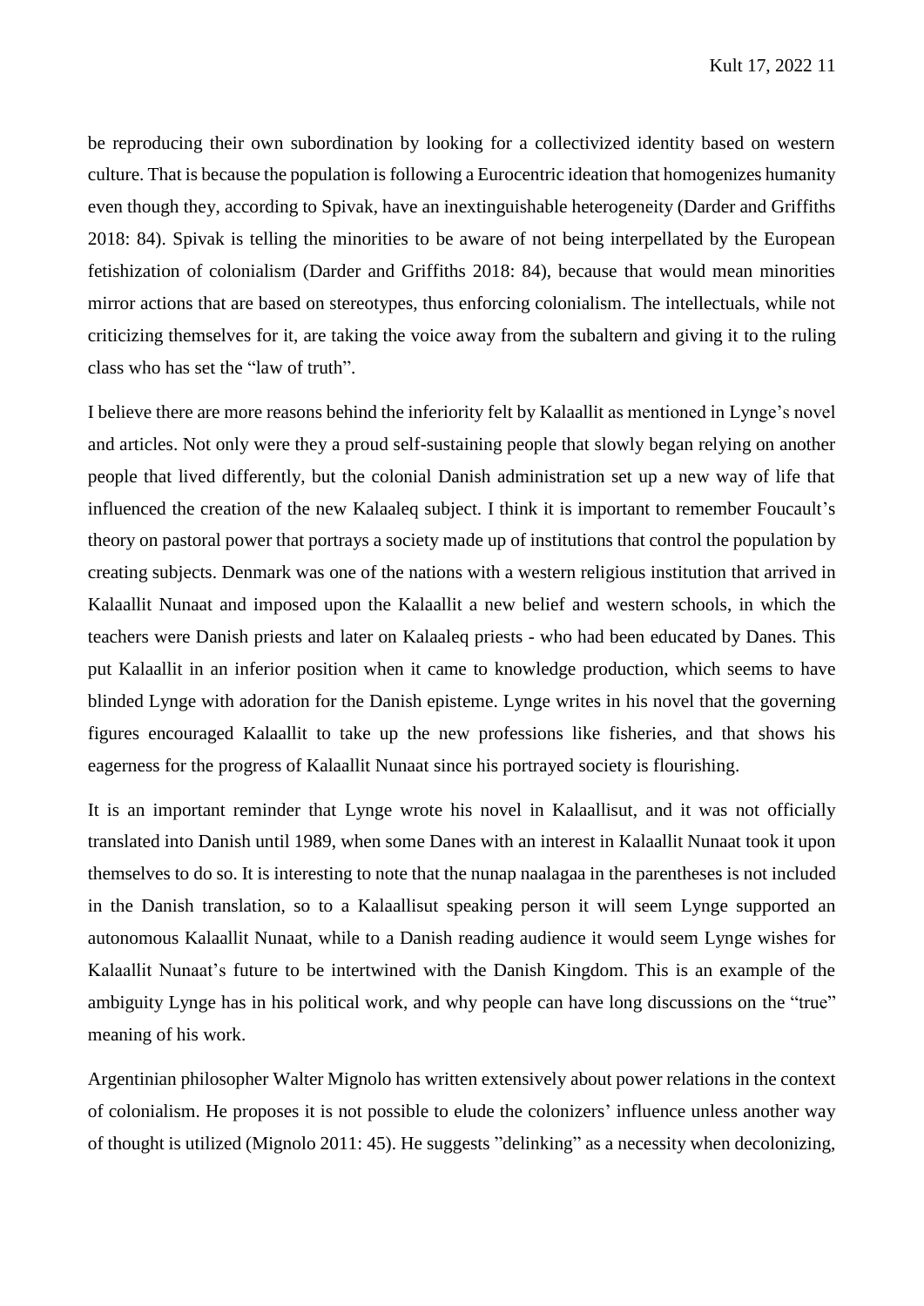be reproducing their own subordination by looking for a collectivized identity based on western culture. That is because the population is following a Eurocentric ideation that homogenizes humanity even though they, according to Spivak, have an inextinguishable heterogeneity (Darder and Griffiths 2018: 84). Spivak is telling the minorities to be aware of not being interpellated by the European fetishization of colonialism (Darder and Griffiths 2018: 84), because that would mean minorities mirror actions that are based on stereotypes, thus enforcing colonialism. The intellectuals, while not criticizing themselves for it, are taking the voice away from the subaltern and giving it to the ruling class who has set the "law of truth".

I believe there are more reasons behind the inferiority felt by Kalaallit as mentioned in Lynge's novel and articles. Not only were they a proud self-sustaining people that slowly began relying on another people that lived differently, but the colonial Danish administration set up a new way of life that influenced the creation of the new Kalaaleq subject. I think it is important to remember Foucault's theory on pastoral power that portrays a society made up of institutions that control the population by creating subjects. Denmark was one of the nations with a western religious institution that arrived in Kalaallit Nunaat and imposed upon the Kalaallit a new belief and western schools, in which the teachers were Danish priests and later on Kalaaleq priests - who had been educated by Danes. This put Kalaallit in an inferior position when it came to knowledge production, which seems to have blinded Lynge with adoration for the Danish episteme. Lynge writes in his novel that the governing figures encouraged Kalaallit to take up the new professions like fisheries, and that shows his eagerness for the progress of Kalaallit Nunaat since his portrayed society is flourishing.

It is an important reminder that Lynge wrote his novel in Kalaallisut, and it was not officially translated into Danish until 1989, when some Danes with an interest in Kalaallit Nunaat took it upon themselves to do so. It is interesting to note that the nunap naalagaa in the parentheses is not included in the Danish translation, so to a Kalaallisut speaking person it will seem Lynge supported an autonomous Kalaallit Nunaat, while to a Danish reading audience it would seem Lynge wishes for Kalaallit Nunaat's future to be intertwined with the Danish Kingdom. This is an example of the ambiguity Lynge has in his political work, and why people can have long discussions on the "true" meaning of his work.

Argentinian philosopher Walter Mignolo has written extensively about power relations in the context of colonialism. He proposes it is not possible to elude the colonizers' influence unless another way of thought is utilized (Mignolo 2011: 45). He suggests "delinking" as a necessity when decolonizing,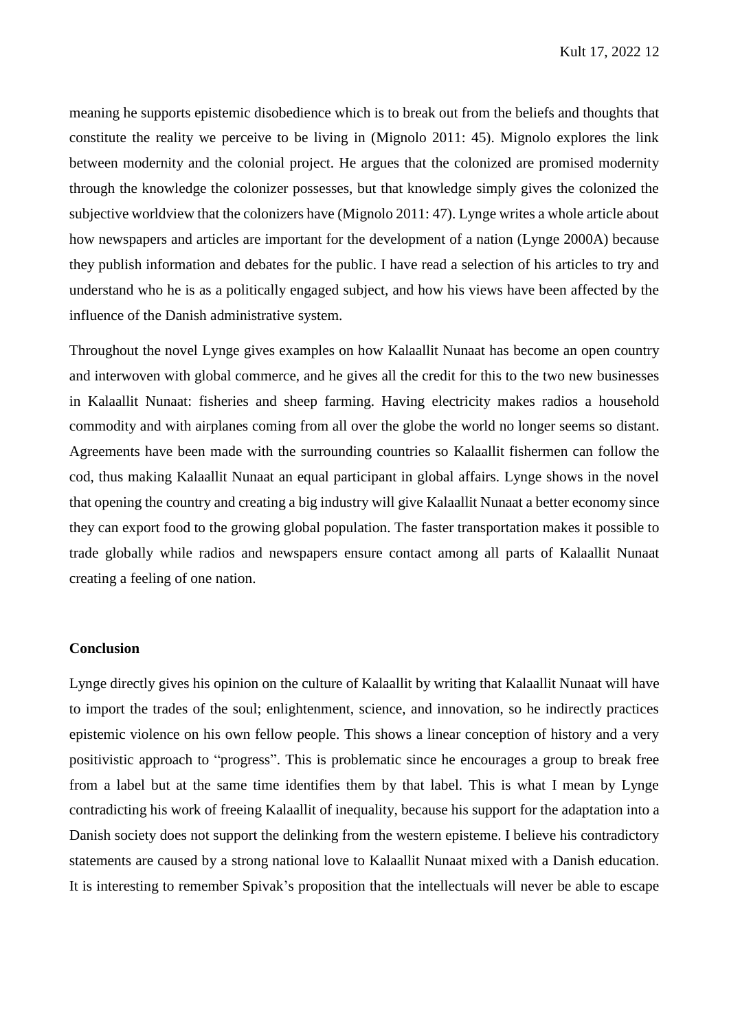meaning he supports epistemic disobedience which is to break out from the beliefs and thoughts that constitute the reality we perceive to be living in (Mignolo 2011: 45). Mignolo explores the link between modernity and the colonial project. He argues that the colonized are promised modernity through the knowledge the colonizer possesses, but that knowledge simply gives the colonized the subjective worldview that the colonizers have (Mignolo 2011: 47). Lynge writes a whole article about how newspapers and articles are important for the development of a nation (Lynge 2000A) because they publish information and debates for the public. I have read a selection of his articles to try and understand who he is as a politically engaged subject, and how his views have been affected by the influence of the Danish administrative system.

Throughout the novel Lynge gives examples on how Kalaallit Nunaat has become an open country and interwoven with global commerce, and he gives all the credit for this to the two new businesses in Kalaallit Nunaat: fisheries and sheep farming. Having electricity makes radios a household commodity and with airplanes coming from all over the globe the world no longer seems so distant. Agreements have been made with the surrounding countries so Kalaallit fishermen can follow the cod, thus making Kalaallit Nunaat an equal participant in global affairs. Lynge shows in the novel that opening the country and creating a big industry will give Kalaallit Nunaat a better economy since they can export food to the growing global population. The faster transportation makes it possible to trade globally while radios and newspapers ensure contact among all parts of Kalaallit Nunaat creating a feeling of one nation.

## Conclusion

Lynge directly gives his opinion on the culture of Kalaallit by writing that Kalaallit Nunaat will have to import the trades of the soul; enlightenment, science, and innovation, so he indirectly practices epistemic violence on his own fellow people. This shows a linear conception of history and a very positivistic approach to "progress". This is problematic since he encourages a group to break free from a label but at the same time identifies them by that label. This is what I mean by Lynge contradicting his work of freeing Kalaallit of inequality, because his support for the adaptation into a Danish society does not support the delinking from the western episteme. I believe his contradictory statements are caused by a strong national love to Kalaallit Nunaat mixed with a Danish education. It is interesting to remember Spivak's proposition that the intellectuals will never be able to escape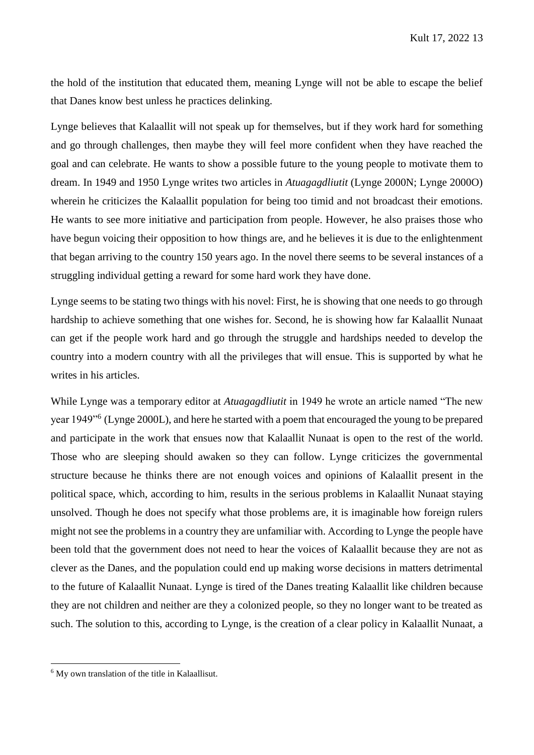the hold of the institution that educated them, meaning Lynge will not be able to escape the belief that Danes know best unless he practices delinking.

Lynge believes that Kalaallit will not speak up for themselves, but if they work hard for something and go through challenges, then maybe they will feel more confident when they have reached the goal and can celebrate. He wants to show a possible future to the young people to motivate them to dream. In 1949 and 1950 Lynge writes two articles in *Atuagagdliutit* (Lynge 2000N; Lynge 2000O) wherein he criticizes the Kalaallit population for being too timid and not broadcast their emotions. He wants to see more initiative and participation from people. However, he also praises those who have begun voicing their opposition to how things are, and he believes it is due to the enlightenment that began arriving to the country 150 years ago. In the novel there seems to be several instances of a struggling individual getting a reward for some hard work they have done.

Lynge seems to be stating two things with his novel: First, he is showing that one needs to go through hardship to achieve something that one wishes for. Second, he is showing how far Kalaallit Nunaat can get if the people work hard and go through the struggle and hardships needed to develop the country into a modern country with all the privileges that will ensue. This is supported by what he writes in his articles.

While Lynge was a temporary editor at *Atuagagdliutit* in 1949 he wrote an article named "The new year 1949"[6] (Lynge 2000L), and here he started with a poem that encouraged the young to be prepared and participate in the work that ensues now that Kalaallit Nunaat is open to the rest of the world. Those who are sleeping should awaken so they can follow. Lynge criticizes the governmental structure because he thinks there are not enough voices and opinions of Kalaallit present in the political space, which, according to him, results in the serious problems in Kalaallit Nunaat staying unsolved. Though he does not specify what those problems are, it is imaginable how foreign rulers might not see the problems in a country they are unfamiliar with. According to Lynge the people have been told that the government does not need to hear the voices of Kalaallit because they are not as clever as the Danes, and the population could end up making worse decisions in matters detrimental to the future of Kalaallit Nunaat. Lynge is tired of the Danes treating Kalaallit like children because they are not children and neither are they a colonized people, so they no longer want to be treated as such. The solution to this, according to Lynge, is the creation of a clear policy in Kalaallit Nunaat, a

[6] My own translation of the title in Kalaallisut.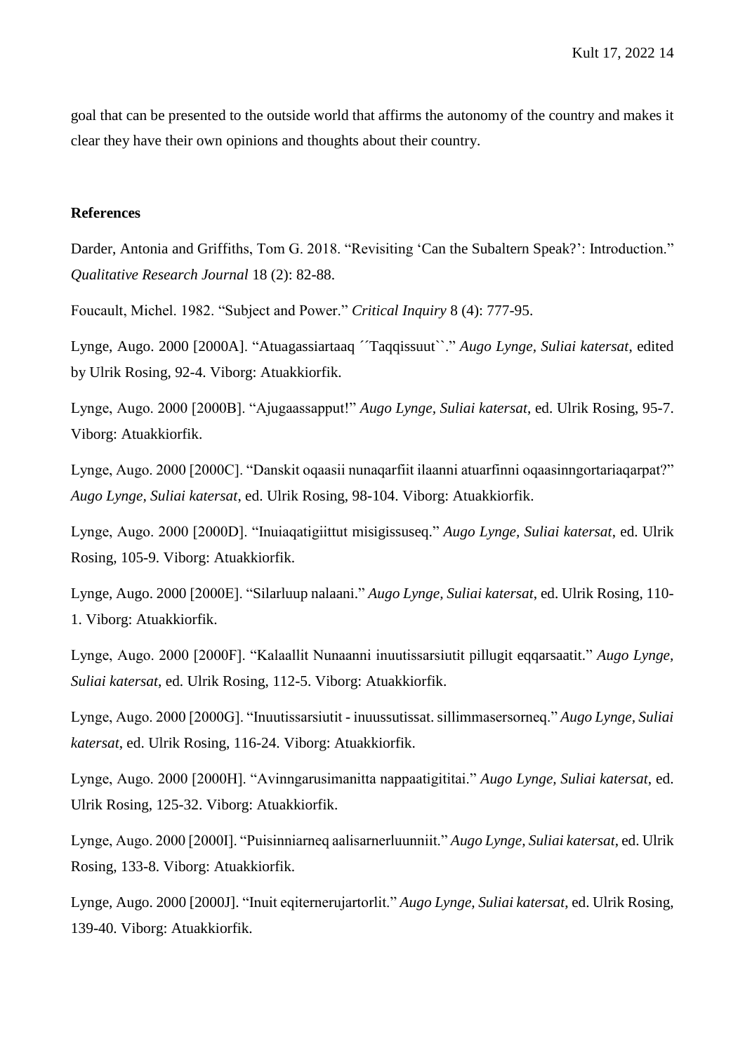goal that can be presented to the outside world that affirms the autonomy of the country and makes it clear they have their own opinions and thoughts about their country.

## References

Darder, Antonia and Griffiths, Tom G. 2018. "Revisiting 'Can the Subaltern Speak?': Introduction." *Qualitative Research Journal* 18 (2): 82-88.

Foucault, Michel. 1982. "Subject and Power." *Critical Inquiry* 8 (4): 777-95.

Lynge, Augo. 2000 [2000A]. "Atuagassiartaaq ´´Taqqissuut``." *Augo Lynge, Suliai katersat*, edited by Ulrik Rosing, 92-4. Viborg: Atuakkiorfik.

Lynge, Augo. 2000 [2000B]. "Ajugaassapput!" *Augo Lynge, Suliai katersat*, ed. Ulrik Rosing, 95-7. Viborg: Atuakkiorfik.

Lynge, Augo. 2000 [2000C]. "Danskit oqaasii nunaqarfiit ilaanni atuarfinni oqaasinngortariaqarpat?" *Augo Lynge, Suliai katersat*, ed. Ulrik Rosing, 98-104. Viborg: Atuakkiorfik.

Lynge, Augo. 2000 [2000D]. "Inuiaqatigiittut misigissuseq." *Augo Lynge, Suliai katersat*, ed. Ulrik Rosing, 105-9. Viborg: Atuakkiorfik.

Lynge, Augo. 2000 [2000E]. "Silarluup nalaani." *Augo Lynge, Suliai katersat*, ed. Ulrik Rosing, 110-1. Viborg: Atuakkiorfik.

Lynge, Augo. 2000 [2000F]. "Kalaallit Nunaanni inuutissarsiutit pillugit eqqarsaatit." *Augo Lynge, Suliai katersat*, ed. Ulrik Rosing, 112-5. Viborg: Atuakkiorfik.

Lynge, Augo. 2000 [2000G]. "Inuutissarsiutit - inuussutissat. sillimmasersorneq." *Augo Lynge, Suliai katersat*, ed. Ulrik Rosing, 116-24. Viborg: Atuakkiorfik.

Lynge, Augo. 2000 [2000H]. "Avinngarusimanitta nappaatigititai." *Augo Lynge, Suliai katersat*, ed. Ulrik Rosing, 125-32. Viborg: Atuakkiorfik.

Lynge, Augo. 2000 [2000I]. "Puisinniarneq aalisarnerluunniit." *Augo Lynge, Suliai katersat*, ed. Ulrik Rosing, 133-8. Viborg: Atuakkiorfik.

Lynge, Augo. 2000 [2000J]. "Inuit eqiternerujartorlit." *Augo Lynge, Suliai katersat*, ed. Ulrik Rosing, 139-40. Viborg: Atuakkiorfik.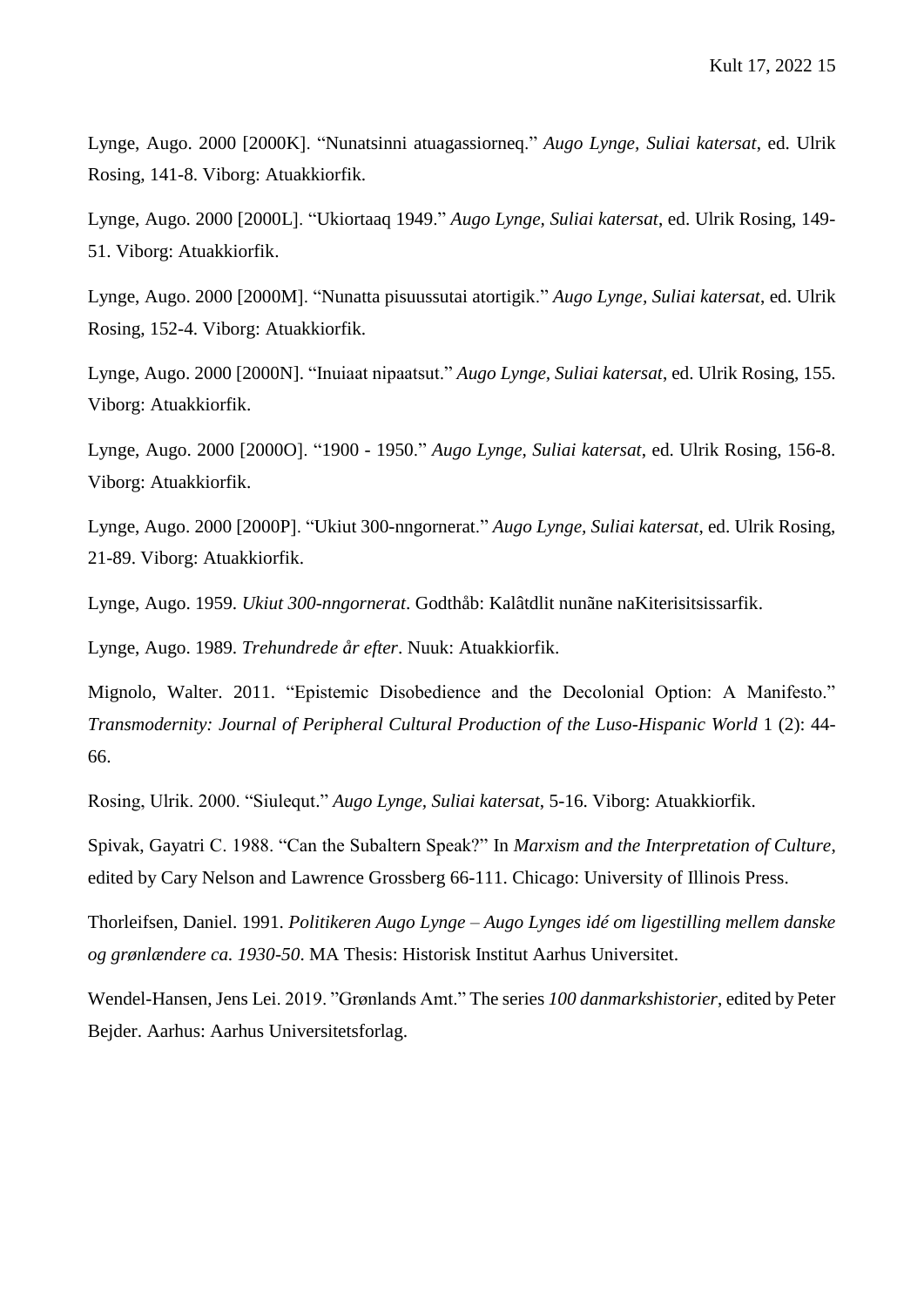Lynge, Augo. 2000 [2000K]. "Nunatsinni atuagassiorneq." *Augo Lynge, Suliai katersat*, ed. Ulrik Rosing, 141-8. Viborg: Atuakkiorfik.

Lynge, Augo. 2000 [2000L]. "Ukiortaaq 1949." *Augo Lynge, Suliai katersat*, ed. Ulrik Rosing, 149-51. Viborg: Atuakkiorfik.

Lynge, Augo. 2000 [2000M]. "Nunatta pisuussutai atortigik." *Augo Lynge, Suliai katersat*, ed. Ulrik Rosing, 152-4. Viborg: Atuakkiorfik.

Lynge, Augo. 2000 [2000N]. "Inuiaat nipaatsut." *Augo Lynge, Suliai katersat*, ed. Ulrik Rosing, 155. Viborg: Atuakkiorfik.

Lynge, Augo. 2000 [2000O]. "1900 - 1950." *Augo Lynge, Suliai katersat*, ed. Ulrik Rosing, 156-8. Viborg: Atuakkiorfik.

Lynge, Augo. 2000 [2000P]. "Ukiut 300-nngornerat." *Augo Lynge, Suliai katersat*, ed. Ulrik Rosing, 21-89. Viborg: Atuakkiorfik.

Lynge, Augo. 1959. *Ukiut 300-nngornerat*. Godthåb: Kalâtdlit nunãne naKiterisitsissarfik.

Lynge, Augo. 1989. *Trehundrede år efter*. Nuuk: Atuakkiorfik.

Mignolo, Walter. 2011. "Epistemic Disobedience and the Decolonial Option: A Manifesto." *Transmodernity: Journal of Peripheral Cultural Production of the Luso-Hispanic World* 1 (2): 44-66.

Rosing, Ulrik. 2000. "Siulequt." *Augo Lynge, Suliai katersat*, 5-16. Viborg: Atuakkiorfik.

Spivak, Gayatri C. 1988. "Can the Subaltern Speak?" In *Marxism and the Interpretation of Culture*, edited by Cary Nelson and Lawrence Grossberg 66-111. Chicago: University of Illinois Press.

Thorleifsen, Daniel. 1991. *Politikeren Augo Lynge – Augo Lynges idé om ligestilling mellem danske og grønlændere ca. 1930-50*. MA Thesis: Historisk Institut Aarhus Universitet.

Wendel-Hansen, Jens Lei. 2019. "Grønlands Amt." The series *100 danmarkshistorier*, edited by Peter Bejder. Aarhus: Aarhus Universitetsforlag.